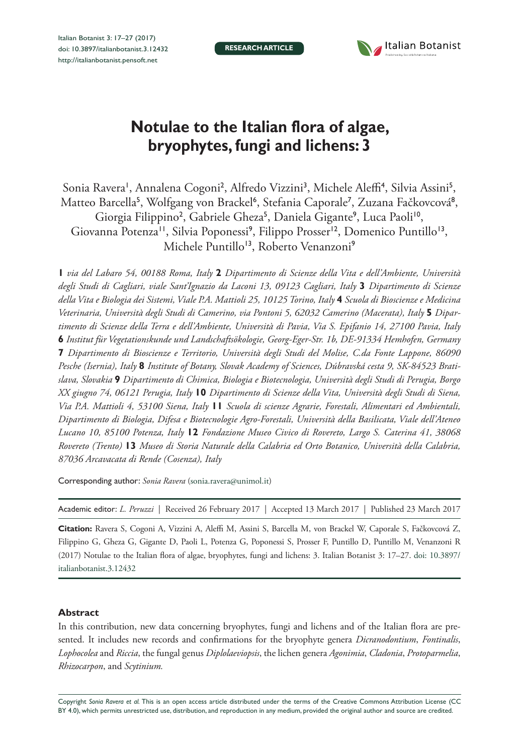# Notulae to the Italian flora of algae, bryophytes, fungi and lichens: 3

Sonia Ravera[1], Annalena Cogoni[2], Alfredo Vizzini[3], Michele Aleffi[4], Silvia Assini[5], Matteo Barcella[5], Wolfgang von Brackel[6], Stefania Caporale[7], Zuzana Fačkovcová[8], Giorgia Filippino[2], Gabriele Gheza[5], Daniela Gigante[9], Luca Paoli[10], Giovanna Potenza[11], Silvia Poponessi[9], Filippo Prosser[12], Domenico Puntillo[13], Michele Puntillo[13], Roberto Venanzoni[9]

**1** *via del Labaro 54, 00188 Roma, Italy* **2** *Dipartimento di Scienze della Vita e dell'Ambiente, Università degli Studi di Cagliari, viale Sant'Ignazio da Laconi 13, 09123 Cagliari, Italy* **3** *Dipartimento di Scienze della Vita e Biologia dei Sistemi, Viale P.A. Mattioli 25, 10125 Torino, Italy* **4** *Scuola di Bioscienze e Medicina Veterinaria, Università degli Studi di Camerino, via Pontoni 5, 62032 Camerino (Macerata), Italy* **5** *Dipartimento di Scienze della Terra e dell'Ambiente, Università di Pavia, Via S. Epifanio 14, 27100 Pavia, Italy* **6** *Institut für Vegetationskunde und Landschaftsökologie, Georg-Eger-Str. 1b, DE-91334 Hemhofen, Germany* **7** *Dipartimento di Bioscienze e Territorio, Università degli Studi del Molise, C.da Fonte Lappone, 86090 Pesche (Isernia), Italy* **8** *Institute of Botany, Slovak Academy of Sciences, Dúbravská cesta 9, SK-84523 Bratislava, Slovakia* **9** *Dipartimento di Chimica, Biologia e Biotecnologia, Università degli Studi di Perugia, Borgo XX giugno 74, 06121 Perugia, Italy* **10** *Dipartimento di Scienze della Vita, Università degli Studi di Siena, Via P.A. Mattioli 4, 53100 Siena, Italy* **11** *Scuola di scienze Agrarie, Forestali, Alimentari ed Ambientali, Dipartimento di Biologia, Difesa e Biotecnologie Agro-Forestali, Università della Basilicata, Viale dell'Ateneo Lucano 10, 85100 Potenza, Italy* **12** *Fondazione Museo Civico di Rovereto, Largo S. Caterina 41, 38068 Rovereto (Trento)* **13** *Museo di Storia Naturale della Calabria ed Orto Botanico, Università della Calabria, 87036 Arcavacata di Rende (Cosenza), Italy*

Corresponding author: *Sonia Ravera* (sonia.ravera@unimol.it)

Academic editor: *L. Peruzzi* | Received 26 February 2017 | Accepted 13 March 2017 | Published 23 March 2017

**Citation:** Ravera S, Cogoni A, Vizzini A, Aleffi M, Assini S, Barcella M, von Brackel W, Caporale S, Fačkovcová Z, Filippino G, Gheza G, Gigante D, Paoli L, Potenza G, Poponessi S, Prosser F, Puntillo D, Puntillo M, Venanzoni R (2017) Notulae to the Italian flora of algae, bryophytes, fungi and lichens: 3. Italian Botanist 3: 17–27. doi: 10.3897/italianbotanist.3.12432

## Abstract

In this contribution, new data concerning bryophytes, fungi and lichens and of the Italian flora are presented. It includes new records and confirmations for the bryophyte genera *Dicranodontium*, *Fontinalis*, *Lophocolea* and *Riccia*, the fungal genus *Diplolaeviopsis*, the lichen genera *Agonimia*, *Cladonia*, *Protoparmelia*, *Rhizocarpon*, and *Scytinium.*

Copyright *Sonia Ravera et al.* This is an open access article distributed under the terms of the Creative Commons Attribution License (CC BY 4.0), which permits unrestricted use, distribution, and reproduction in any medium, provided the original author and source are credited.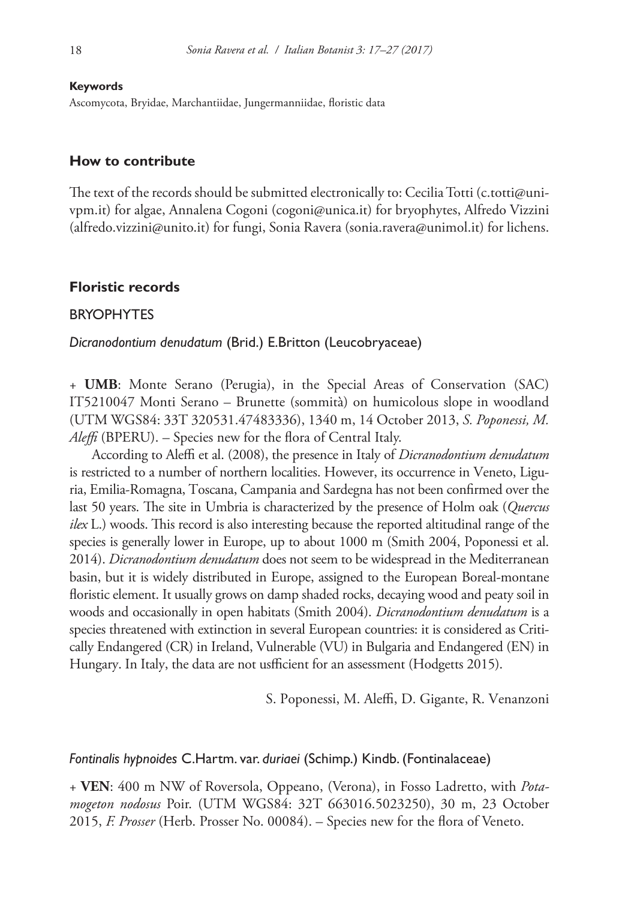**Keywords**

Ascomycota, Bryidae, Marchantiidae, Jungermanniidae, floristic data

## How to contribute

The text of the records should be submitted electronically to: Cecilia Totti (c.totti@univpm.it) for algae, Annalena Cogoni (cogoni@unica.it) for bryophytes, Alfredo Vizzini (alfredo.vizzini@unito.it) for fungi, Sonia Ravera (sonia.ravera@unimol.it) for lichens.

## Floristic records

### BRYOPHYTES

#### *Dicranodontium denudatum* (Brid.) E.Britton (Leucobryaceae)

+ **UMB**: Monte Serano (Perugia), in the Special Areas of Conservation (SAC) IT5210047 Monti Serano – Brunette (sommità) on humicolous slope in woodland (UTM WGS84: 33T 320531.47483336), 1340 m, 14 October 2013, *S. Poponessi, M. Aleffi* (BPERU). – Species new for the flora of Central Italy.

According to Aleffi et al. (2008), the presence in Italy of *Dicranodontium denudatum* is restricted to a number of northern localities. However, its occurrence in Veneto, Liguria, Emilia-Romagna, Toscana, Campania and Sardegna has not been confirmed over the last 50 years. The site in Umbria is characterized by the presence of Holm oak (*Quercus ilex* L.) woods. This record is also interesting because the reported altitudinal range of the species is generally lower in Europe, up to about 1000 m (Smith 2004, Poponessi et al. 2014). *Dicranodontium denudatum* does not seem to be widespread in the Mediterranean basin, but it is widely distributed in Europe, assigned to the European Boreal-montane floristic element. It usually grows on damp shaded rocks, decaying wood and peaty soil in woods and occasionally in open habitats (Smith 2004). *Dicranodontium denudatum* is a species threatened with extinction in several European countries: it is considered as Critically Endangered (CR) in Ireland, Vulnerable (VU) in Bulgaria and Endangered (EN) in Hungary. In Italy, the data are not usfficient for an assessment (Hodgetts 2015).

S. Poponessi, M. Aleffi, D. Gigante, R. Venanzoni

#### *Fontinalis hypnoides* C.Hartm. var. *duriaei* (Schimp.) Kindb. (Fontinalaceae)

+ **VEN**: 400 m NW of Roversola, Oppeano, (Verona), in Fosso Ladretto, with *Potamogeton nodosus* Poir. (UTM WGS84: 32T 663016.5023250), 30 m, 23 October 2015, *F. Prosser* (Herb. Prosser No. 00084). – Species new for the flora of Veneto.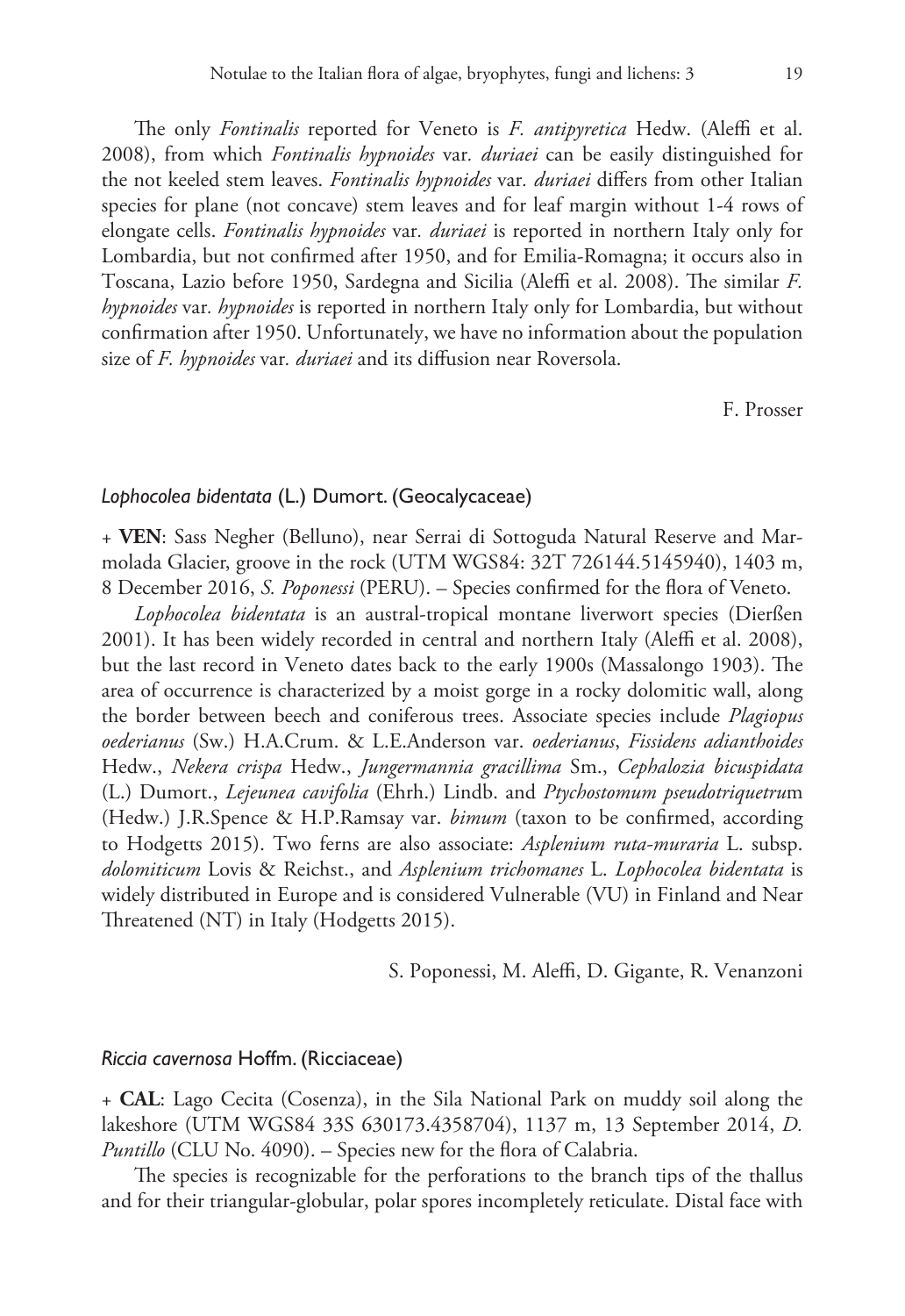The only *Fontinalis* reported for Veneto is *F. antipyretica* Hedw. (Aleffi et al. 2008), from which *Fontinalis hypnoides* var. *duriaei* can be easily distinguished for the not keeled stem leaves. *Fontinalis hypnoides* var. *duriaei* differs from other Italian species for plane (not concave) stem leaves and for leaf margin without 1-4 rows of elongate cells. *Fontinalis hypnoides* var. *duriaei* is reported in northern Italy only for Lombardia, but not confirmed after 1950, and for Emilia-Romagna; it occurs also in Toscana, Lazio before 1950, Sardegna and Sicilia (Aleffi et al. 2008). The similar *F. hypnoides* var. *hypnoides* is reported in northern Italy only for Lombardia, but without confirmation after 1950. Unfortunately, we have no information about the population size of *F. hypnoides* var. *duriaei* and its diffusion near Roversola.

F. Prosser

### *Lophocolea bidentata* (L.) Dumort. (Geocalycaceae)

+ **VEN**: Sass Negher (Belluno), near Serrai di Sottoguda Natural Reserve and Marmolada Glacier, groove in the rock (UTM WGS84: 32T 726144.5145940), 1403 m, 8 December 2016, *S. Poponessi* (PERU). – Species confirmed for the flora of Veneto.

*Lophocolea bidentata* is an austral-tropical montane liverwort species (Dierßen 2001). It has been widely recorded in central and northern Italy (Aleffi et al. 2008), but the last record in Veneto dates back to the early 1900s (Massalongo 1903). The area of occurrence is characterized by a moist gorge in a rocky dolomitic wall, along the border between beech and coniferous trees. Associate species include *Plagiopus oederianus* (Sw.) H.A.Crum. & L.E.Anderson var. *oederianus*, *Fissidens adianthoides* Hedw., *Nekera crispa* Hedw., *Jungermannia gracillima* Sm., *Cephalozia bicuspidata* (L.) Dumort., *Lejeunea cavifolia* (Ehrh.) Lindb. and *Ptychostomum pseudotriquetrum* (Hedw.) J.R.Spence & H.P.Ramsay var. *bimum* (taxon to be confirmed, according to Hodgetts 2015). Two ferns are also associate: *Asplenium ruta-muraria* L. subsp. *dolomiticum* Lovis & Reichst., and *Asplenium trichomanes* L. *Lophocolea bidentata* is widely distributed in Europe and is considered Vulnerable (VU) in Finland and Near Threatened (NT) in Italy (Hodgetts 2015).

S. Poponessi, M. Aleffi, D. Gigante, R. Venanzoni

### *Riccia cavernosa* Hoffm. (Ricciaceae)

+ **CAL**: Lago Cecita (Cosenza), in the Sila National Park on muddy soil along the lakeshore (UTM WGS84 33S 630173.4358704), 1137 m, 13 September 2014, *D. Puntillo* (CLU No. 4090). – Species new for the flora of Calabria.

The species is recognizable for the perforations to the branch tips of the thallus and for their triangular-globular, polar spores incompletely reticulate. Distal face with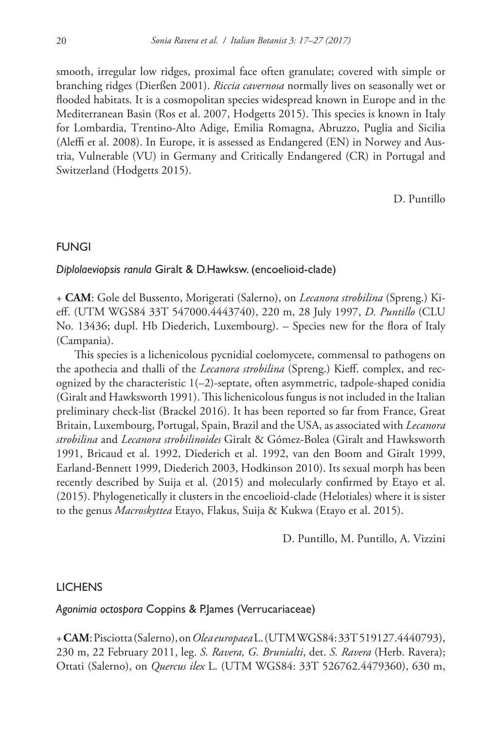smooth, irregular low ridges, proximal face often granulate; covered with simple or branching ridges (Dierßen 2001). *Riccia cavernosa* normally lives on seasonally wet or flooded habitats. It is a cosmopolitan species widespread known in Europe and in the Mediterranean Basin (Ros et al. 2007, Hodgetts 2015). This species is known in Italy for Lombardia, Trentino-Alto Adige, Emilia Romagna, Abruzzo, Puglia and Sicilia (Aleffi et al. 2008). In Europe, it is assessed as Endangered (EN) in Norwey and Austria, Vulnerable (VU) in Germany and Critically Endangered (CR) in Portugal and Switzerland (Hodgetts 2015).

D. Puntillo

## FUNGI

### *Diplolaeviopsis ranula* Giralt & D.Hawksw. (encoelioid-clade)

+ **CAM**: Gole del Bussento, Morigerati (Salerno), on *Lecanora strobilina* (Spreng.) Kieff. (UTM WGS84 33T 547000.4443740), 220 m, 28 July 1997, *D. Puntillo* (CLU No. 13436; dupl. Hb Diederich, Luxembourg). – Species new for the flora of Italy (Campania).

This species is a lichenicolous pycnidial coelomycete, commensal to pathogens on the apothecia and thalli of the *Lecanora strobilina* (Spreng.) Kieff. complex, and recognized by the characteristic 1(–2)-septate, often asymmetric, tadpole-shaped conidia (Giralt and Hawksworth 1991). This lichenicolous fungus is not included in the Italian preliminary check-list (Brackel 2016). It has been reported so far from France, Great Britain, Luxembourg, Portugal, Spain, Brazil and the USA, as associated with *Lecanora strobilina* and *Lecanora strobilinoides* Giralt & Gómez-Bolea (Giralt and Hawksworth 1991, Bricaud et al. 1992, Diederich et al. 1992, van den Boom and Giralt 1999, Earland-Bennett 1999, Diederich 2003, Hodkinson 2010). Its sexual morph has been recently described by Suija et al. (2015) and molecularly confirmed by Etayo et al. (2015). Phylogenetically it clusters in the encoelioid-clade (Helotiales) where it is sister to the genus *Macroskyttea* Etayo, Flakus, Suija & Kukwa (Etayo et al. 2015).

D. Puntillo, M. Puntillo, A. Vizzini

## LICHENS

### *Agonimia octospora* Coppins & P.James (Verrucariaceae)

+ **CAM**: Pisciotta (Salerno), on *Olea europaea* L. (UTM WGS84: 33T 519127.4440793), 230 m, 22 February 2011, leg. *S. Ravera, G. Brunialti*, det. *S. Ravera* (Herb. Ravera); Ottati (Salerno), on *Quercus ilex* L. (UTM WGS84: 33T 526762.4479360), 630 m,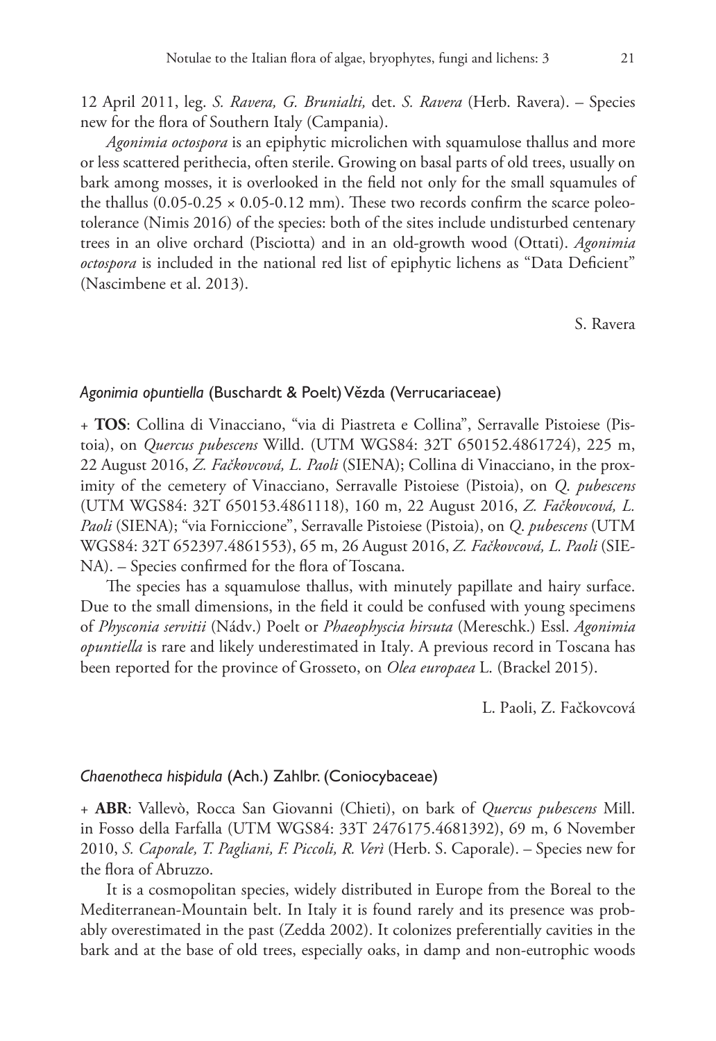12 April 2011, leg. *S. Ravera, G. Brunialti,* det. *S. Ravera* (Herb. Ravera). – Species new for the flora of Southern Italy (Campania).

*Agonimia octospora* is an epiphytic microlichen with squamulose thallus and more or less scattered perithecia, often sterile. Growing on basal parts of old trees, usually on bark among mosses, it is overlooked in the field not only for the small squamules of the thallus (0.05-0.25 × 0.05-0.12 mm). These two records confirm the scarce poleotolerance (Nimis 2016) of the species: both of the sites include undisturbed centenary trees in an olive orchard (Pisciotta) and in an old-growth wood (Ottati). *Agonimia octospora* is included in the national red list of epiphytic lichens as "Data Deficient" (Nascimbene et al. 2013).

S. Ravera

### *Agonimia opuntiella* (Buschardt & Poelt) Vězda (Verrucariaceae)

+ **TOS**: Collina di Vinacciano, "via di Piastreta e Collina", Serravalle Pistoiese (Pistoia), on *Quercus pubescens* Willd. (UTM WGS84: 32T 650152.4861724), 225 m, 22 August 2016, *Z. Fačkovcová, L. Paoli* (SIENA); Collina di Vinacciano, in the proximity of the cemetery of Vinacciano, Serravalle Pistoiese (Pistoia), on *Q. pubescens* (UTM WGS84: 32T 650153.4861118), 160 m, 22 August 2016, *Z. Fačkovcová, L. Paoli* (SIENA); "via Forniccione", Serravalle Pistoiese (Pistoia), on *Q. pubescens* (UTM WGS84: 32T 652397.4861553), 65 m, 26 August 2016, *Z. Fačkovcová, L. Paoli* (SIENA). – Species confirmed for the flora of Toscana.

The species has a squamulose thallus, with minutely papillate and hairy surface. Due to the small dimensions, in the field it could be confused with young specimens of *Physconia servitii* (Nádv.) Poelt or *Phaeophyscia hirsuta* (Mereschk.) Essl. *Agonimia opuntiella* is rare and likely underestimated in Italy. A previous record in Toscana has been reported for the province of Grosseto, on *Olea europaea* L. (Brackel 2015).

L. Paoli, Z. Fačkovcová

### *Chaenotheca hispidula* (Ach.) Zahlbr. (Coniocybaceae)

+ **ABR**: Vallevò, Rocca San Giovanni (Chieti), on bark of *Quercus pubescens* Mill. in Fosso della Farfalla (UTM WGS84: 33T 2476175.4681392), 69 m, 6 November 2010, *S. Caporale, T. Pagliani, F. Piccoli, R. Verì* (Herb. S. Caporale). – Species new for the flora of Abruzzo.

It is a cosmopolitan species, widely distributed in Europe from the Boreal to the Mediterranean-Mountain belt. In Italy it is found rarely and its presence was probably overestimated in the past (Zedda 2002). It colonizes preferentially cavities in the bark and at the base of old trees, especially oaks, in damp and non-eutrophic woods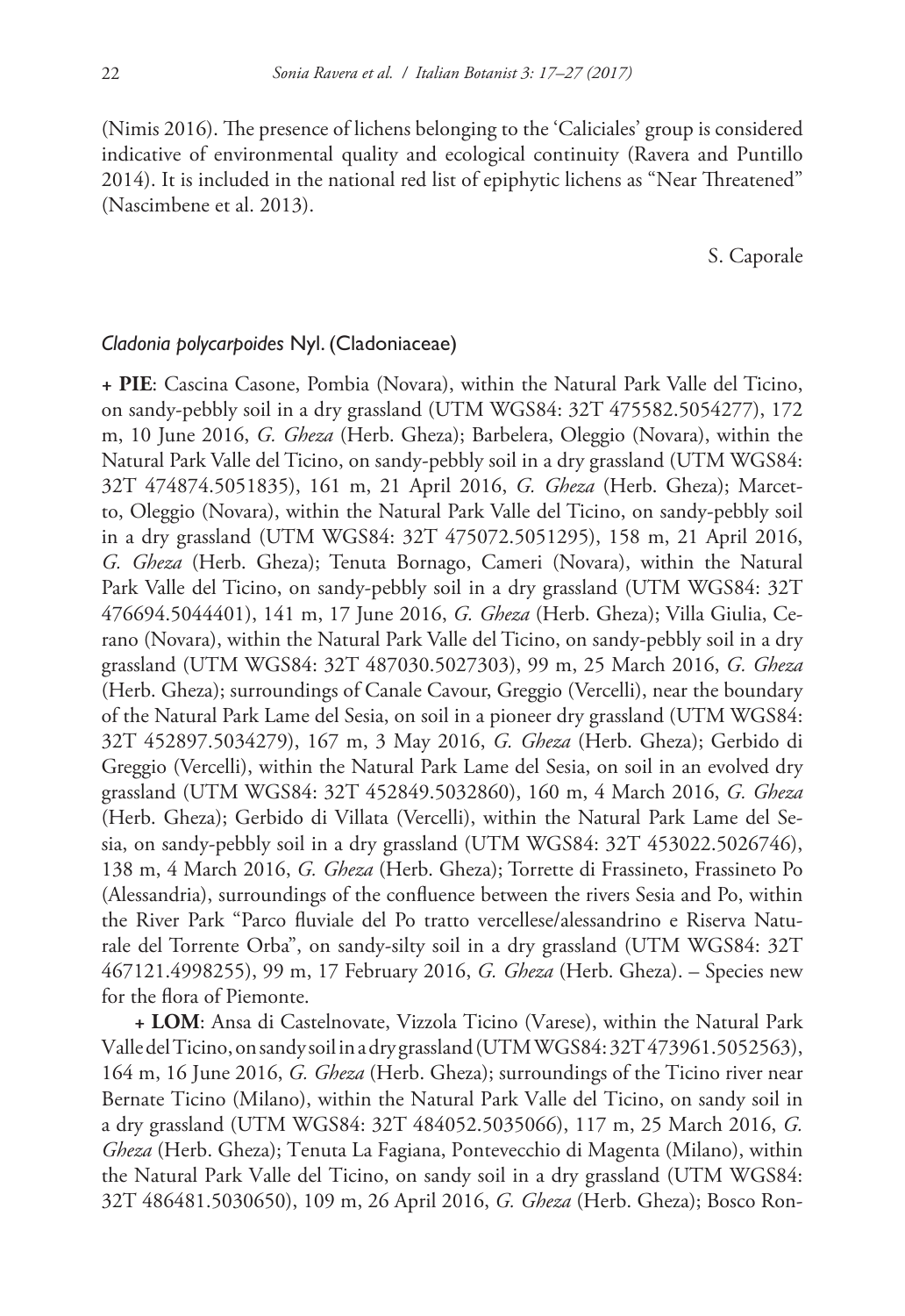(Nimis 2016). The presence of lichens belonging to the 'Caliciales' group is considered indicative of environmental quality and ecological continuity (Ravera and Puntillo 2014). It is included in the national red list of epiphytic lichens as "Near Threatened" (Nascimbene et al. 2013).

S. Caporale

### *Cladonia polycarpoides* Nyl. (Cladoniaceae)

**+ PIE**: Cascina Casone, Pombia (Novara), within the Natural Park Valle del Ticino, on sandy-pebbly soil in a dry grassland (UTM WGS84: 32T 475582.5054277), 172 m, 10 June 2016, *G. Gheza* (Herb. Gheza); Barbelera, Oleggio (Novara), within the Natural Park Valle del Ticino, on sandy-pebbly soil in a dry grassland (UTM WGS84: 32T 474874.5051835), 161 m, 21 April 2016, *G. Gheza* (Herb. Gheza); Marcetto, Oleggio (Novara), within the Natural Park Valle del Ticino, on sandy-pebbly soil in a dry grassland (UTM WGS84: 32T 475072.5051295), 158 m, 21 April 2016, *G. Gheza* (Herb. Gheza); Tenuta Bornago, Cameri (Novara), within the Natural Park Valle del Ticino, on sandy-pebbly soil in a dry grassland (UTM WGS84: 32T 476694.5044401), 141 m, 17 June 2016, *G. Gheza* (Herb. Gheza); Villa Giulia, Cerano (Novara), within the Natural Park Valle del Ticino, on sandy-pebbly soil in a dry grassland (UTM WGS84: 32T 487030.5027303), 99 m, 25 March 2016, *G. Gheza* (Herb. Gheza); surroundings of Canale Cavour, Greggio (Vercelli), near the boundary of the Natural Park Lame del Sesia, on soil in a pioneer dry grassland (UTM WGS84: 32T 452897.5034279), 167 m, 3 May 2016, *G. Gheza* (Herb. Gheza); Gerbido di Greggio (Vercelli), within the Natural Park Lame del Sesia, on soil in an evolved dry grassland (UTM WGS84: 32T 452849.5032860), 160 m, 4 March 2016, *G. Gheza* (Herb. Gheza); Gerbido di Villata (Vercelli), within the Natural Park Lame del Sesia, on sandy-pebbly soil in a dry grassland (UTM WGS84: 32T 453022.5026746), 138 m, 4 March 2016, *G. Gheza* (Herb. Gheza); Torrette di Frassineto, Frassineto Po (Alessandria), surroundings of the confluence between the rivers Sesia and Po, within the River Park "Parco fluviale del Po tratto vercellese/alessandrino e Riserva Naturale del Torrente Orba", on sandy-silty soil in a dry grassland (UTM WGS84: 32T 467121.4998255), 99 m, 17 February 2016, *G. Gheza* (Herb. Gheza). – Species new for the flora of Piemonte.

**+ LOM**: Ansa di Castelnovate, Vizzola Ticino (Varese), within the Natural Park Valle del Ticino, on sandy soil in a dry grassland (UTM WGS84: 32T 473961.5052563), 164 m, 16 June 2016, *G. Gheza* (Herb. Gheza); surroundings of the Ticino river near Bernate Ticino (Milano), within the Natural Park Valle del Ticino, on sandy soil in a dry grassland (UTM WGS84: 32T 484052.5035066), 117 m, 25 March 2016, *G. Gheza* (Herb. Gheza); Tenuta La Fagiana, Pontevecchio di Magenta (Milano), within the Natural Park Valle del Ticino, on sandy soil in a dry grassland (UTM WGS84: 32T 486481.5030650), 109 m, 26 April 2016, *G. Gheza* (Herb. Gheza); Bosco Ron-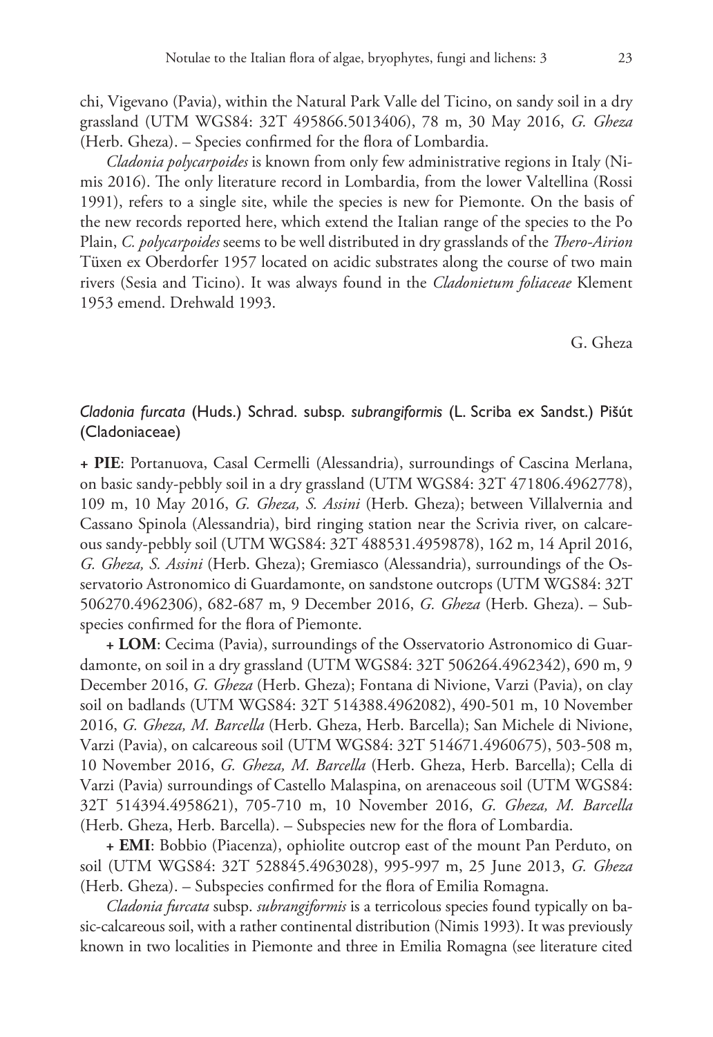chi, Vigevano (Pavia), within the Natural Park Valle del Ticino, on sandy soil in a dry grassland (UTM WGS84: 32T 495866.5013406), 78 m, 30 May 2016, *G. Gheza* (Herb. Gheza). – Species confirmed for the flora of Lombardia.

*Cladonia polycarpoides* is known from only few administrative regions in Italy (Nimis 2016). The only literature record in Lombardia, from the lower Valtellina (Rossi 1991), refers to a single site, while the species is new for Piemonte. On the basis of the new records reported here, which extend the Italian range of the species to the Po Plain, *C. polycarpoides* seems to be well distributed in dry grasslands of the *Thero-Airion* Tüxen ex Oberdorfer 1957 located on acidic substrates along the course of two main rivers (Sesia and Ticino). It was always found in the *Cladonietum foliaceae* Klement 1953 emend. Drehwald 1993.

G. Gheza

### *Cladonia furcata* (Huds.) Schrad. subsp. *subrangiformis* (L. Scriba ex Sandst.) Pišút (Cladoniaceae)

**+ PIE**: Portanuova, Casal Cermelli (Alessandria), surroundings of Cascina Merlana, on basic sandy-pebbly soil in a dry grassland (UTM WGS84: 32T 471806.4962778), 109 m, 10 May 2016, *G. Gheza, S. Assini* (Herb. Gheza); between Villalvernia and Cassano Spinola (Alessandria), bird ringing station near the Scrivia river, on calcareous sandy-pebbly soil (UTM WGS84: 32T 488531.4959878), 162 m, 14 April 2016, *G. Gheza, S. Assini* (Herb. Gheza); Gremiasco (Alessandria), surroundings of the Osservatorio Astronomico di Guardamonte, on sandstone outcrops (UTM WGS84: 32T 506270.4962306), 682-687 m, 9 December 2016, *G. Gheza* (Herb. Gheza). – Subspecies confirmed for the flora of Piemonte.

**+ LOM**: Cecima (Pavia), surroundings of the Osservatorio Astronomico di Guardamonte, on soil in a dry grassland (UTM WGS84: 32T 506264.4962342), 690 m, 9 December 2016, *G. Gheza* (Herb. Gheza); Fontana di Nivione, Varzi (Pavia), on clay soil on badlands (UTM WGS84: 32T 514388.4962082), 490-501 m, 10 November 2016, *G. Gheza, M. Barcella* (Herb. Gheza, Herb. Barcella); San Michele di Nivione, Varzi (Pavia), on calcareous soil (UTM WGS84: 32T 514671.4960675), 503-508 m, 10 November 2016, *G. Gheza, M. Barcella* (Herb. Gheza, Herb. Barcella); Cella di Varzi (Pavia) surroundings of Castello Malaspina, on arenaceous soil (UTM WGS84: 32T 514394.4958621), 705-710 m, 10 November 2016, *G. Gheza, M. Barcella* (Herb. Gheza, Herb. Barcella). – Subspecies new for the flora of Lombardia.

**+ EMI**: Bobbio (Piacenza), ophiolite outcrop east of the mount Pan Perduto, on soil (UTM WGS84: 32T 528845.4963028), 995-997 m, 25 June 2013, *G. Gheza* (Herb. Gheza). – Subspecies confirmed for the flora of Emilia Romagna.

*Cladonia furcata* subsp. *subrangiformis* is a terricolous species found typically on basic-calcareous soil, with a rather continental distribution (Nimis 1993). It was previously known in two localities in Piemonte and three in Emilia Romagna (see literature cited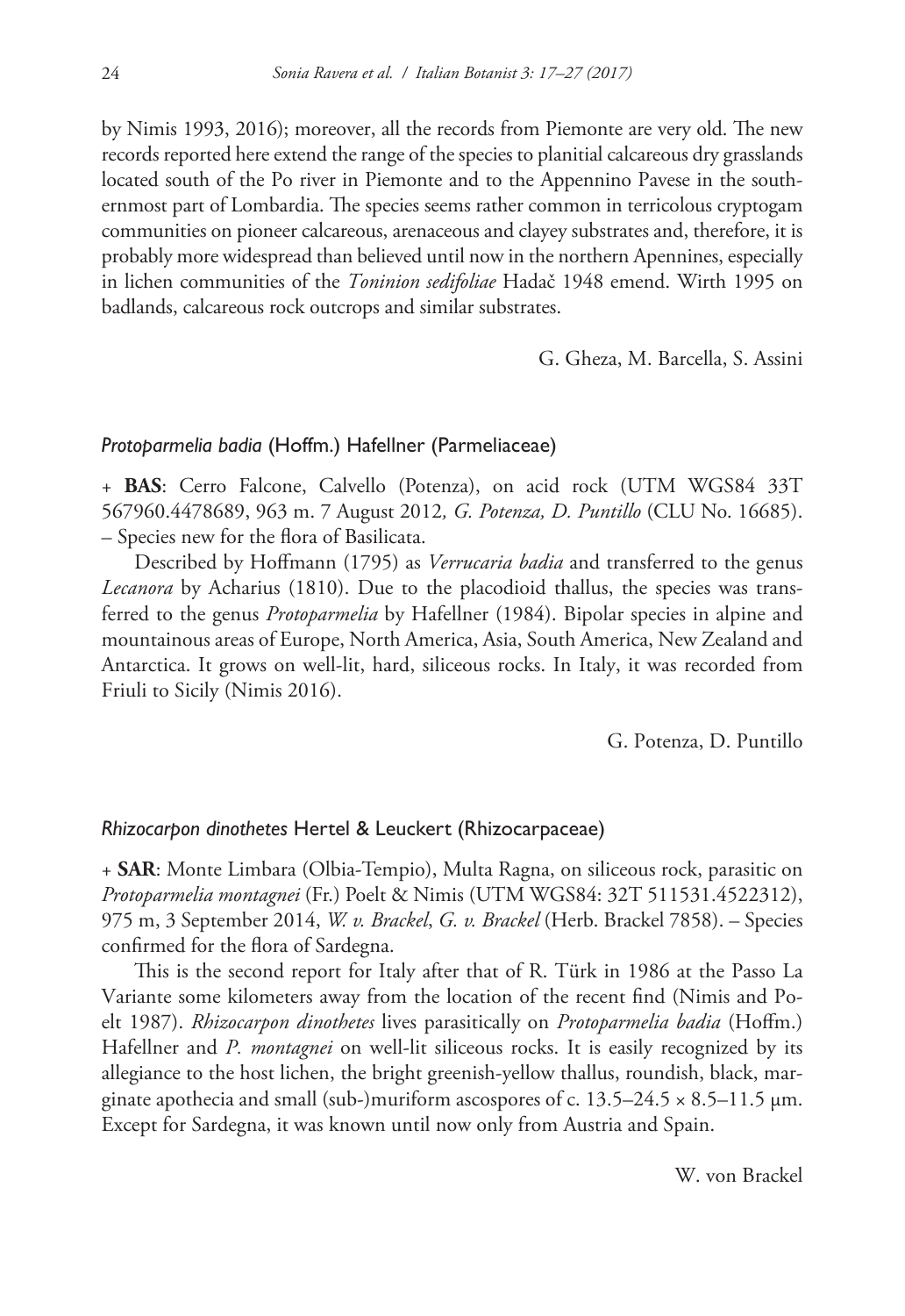by Nimis 1993, 2016); moreover, all the records from Piemonte are very old. The new records reported here extend the range of the species to planitial calcareous dry grasslands located south of the Po river in Piemonte and to the Appennino Pavese in the southernmost part of Lombardia. The species seems rather common in terricolous cryptogam communities on pioneer calcareous, arenaceous and clayey substrates and, therefore, it is probably more widespread than believed until now in the northern Apennines, especially in lichen communities of the *Toninion sedifoliae* Hadač 1948 emend. Wirth 1995 on badlands, calcareous rock outcrops and similar substrates.

G. Gheza, M. Barcella, S. Assini

### *Protoparmelia badia* (Hoffm.) Hafellner (Parmeliaceae)

+ **BAS**: Cerro Falcone, Calvello (Potenza), on acid rock (UTM WGS84 33T 567960.4478689, 963 m. 7 August 2012*, G. Potenza, D. Puntillo* (CLU No. 16685). – Species new for the flora of Basilicata.

Described by Hoffmann (1795) as *Verrucaria badia* and transferred to the genus *Lecanora* by Acharius (1810). Due to the placodioid thallus, the species was transferred to the genus *Protoparmelia* by Hafellner (1984). Bipolar species in alpine and mountainous areas of Europe, North America, Asia, South America, New Zealand and Antarctica. It grows on well-lit, hard, siliceous rocks. In Italy, it was recorded from Friuli to Sicily (Nimis 2016).

G. Potenza, D. Puntillo

### *Rhizocarpon dinothetes* Hertel & Leuckert (Rhizocarpaceae)

+ **SAR**: Monte Limbara (Olbia-Tempio), Multa Ragna, on siliceous rock, parasitic on *Protoparmelia montagnei* (Fr.) Poelt & Nimis (UTM WGS84: 32T 511531.4522312), 975 m, 3 September 2014, *W. v. Brackel*, *G. v. Brackel* (Herb. Brackel 7858). – Species confirmed for the flora of Sardegna.

This is the second report for Italy after that of R. Türk in 1986 at the Passo La Variante some kilometers away from the location of the recent find (Nimis and Poelt 1987). *Rhizocarpon dinothetes* lives parasitically on *Protoparmelia badia* (Hoffm.) Hafellner and *P. montagnei* on well-lit siliceous rocks. It is easily recognized by its allegiance to the host lichen, the bright greenish-yellow thallus, roundish, black, marginate apothecia and small (sub-)muriform ascospores of c. 13.5–24.5 × 8.5–11.5 µm. Except for Sardegna, it was known until now only from Austria and Spain.

W. von Brackel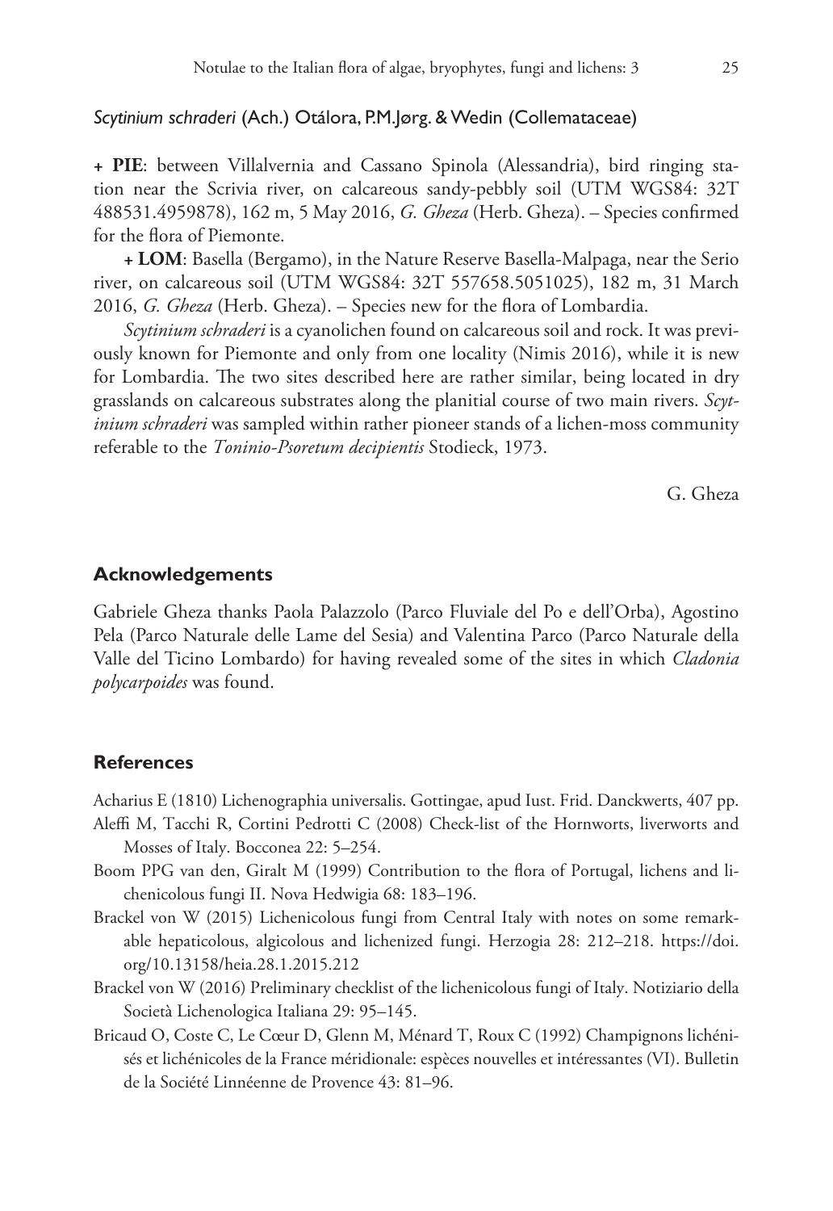*Scytinium schraderi* (Ach.) Otálora, P.M.Jørg. & Wedin (Collemataceae)

**+ PIE**: between Villalvernia and Cassano Spinola (Alessandria), bird ringing station near the Scrivia river, on calcareous sandy-pebbly soil (UTM WGS84: 32T 488531.4959878), 162 m, 5 May 2016, *G. Gheza* (Herb. Gheza). – Species confirmed for the flora of Piemonte.

**+ LOM**: Basella (Bergamo), in the Nature Reserve Basella-Malpaga, near the Serio river, on calcareous soil (UTM WGS84: 32T 557658.5051025), 182 m, 31 March 2016, *G. Gheza* (Herb. Gheza). – Species new for the flora of Lombardia.

*Scytinium schraderi* is a cyanolichen found on calcareous soil and rock. It was previously known for Piemonte and only from one locality (Nimis 2016), while it is new for Lombardia. The two sites described here are rather similar, being located in dry grasslands on calcareous substrates along the planitial course of two main rivers. *Scytinium schraderi* was sampled within rather pioneer stands of a lichen-moss community referable to the *Toninio-Psoretum decipientis* Stodieck, 1973.

G. Gheza

## Acknowledgements

Gabriele Gheza thanks Paola Palazzolo (Parco Fluviale del Po e dell'Orba), Agostino Pela (Parco Naturale delle Lame del Sesia) and Valentina Parco (Parco Naturale della Valle del Ticino Lombardo) for having revealed some of the sites in which *Cladonia polycarpoides* was found.

## References

Acharius E (1810) Lichenographia universalis. Gottingae, apud Iust. Frid. Danckwerts, 407 pp.

Aleffi M, Tacchi R, Cortini Pedrotti C (2008) Check-list of the Hornworts, liverworts and Mosses of Italy. Bocconea 22: 5–254.

Boom PPG van den, Giralt M (1999) Contribution to the flora of Portugal, lichens and lichenicolous fungi II. Nova Hedwigia 68: 183–196.

Brackel von W (2015) Lichenicolous fungi from Central Italy with notes on some remarkable hepaticolous, algicolous and lichenized fungi. Herzogia 28: 212–218. https://doi.org/10.13158/heia.28.1.2015.212

Brackel von W (2016) Preliminary checklist of the lichenicolous fungi of Italy. Notiziario della Società Lichenologica Italiana 29: 95–145.

Bricaud O, Coste C, Le Cœur D, Glenn M, Ménard T, Roux C (1992) Champignons lichénisés et lichénicoles de la France méridionale: espèces nouvelles et intéressantes (VI). Bulletin de la Société Linnéenne de Provence 43: 81–96.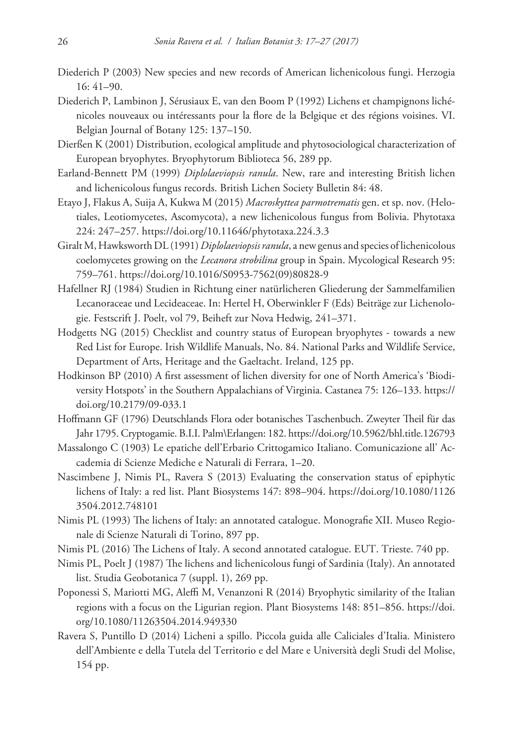Diederich P (2003) New species and new records of American lichenicolous fungi. Herzogia 16: 41–90.

Diederich P, Lambinon J, Sérusiaux E, van den Boom P (1992) Lichens et champignons lichénicoles nouveaux ou intéressants pour la flore de la Belgique et des régions voisines. VI. Belgian Journal of Botany 125: 137–150.

Dierßen K (2001) Distribution, ecological amplitude and phytosociological characterization of European bryophytes. Bryophytorum Biblioteca 56, 289 pp.

Earland-Bennett PM (1999) *Diplolaeviopsis ranula*. New, rare and interesting British lichen and lichenicolous fungus records. British Lichen Society Bulletin 84: 48.

Etayo J, Flakus A, Suija A, Kukwa M (2015) *Macroskyttea parmotrematis* gen. et sp. nov. (Helotiales, Leotiomycetes, Ascomycota), a new lichenicolous fungus from Bolivia. Phytotaxa 224: 247–257. https://doi.org/10.11646/phytotaxa.224.3.3

Giralt M, Hawksworth DL (1991) *Diplolaeviopsis ranula*, a new genus and species of lichenicolous coelomycetes growing on the *Lecanora strobilina* group in Spain. Mycological Research 95: 759–761. https://doi.org/10.1016/S0953-7562(09)80828-9

Hafellner RJ (1984) Studien in Richtung einer natürlicheren Gliederung der Sammelfamilien Lecanoraceae und Lecideaceae. In: Hertel H, Oberwinkler F (Eds) Beiträge zur Lichenologie. Festscrift J. Poelt, vol 79, Beiheft zur Nova Hedwig, 241–371.

Hodgetts NG (2015) Checklist and country status of European bryophytes - towards a new Red List for Europe. Irish Wildlife Manuals, No. 84. National Parks and Wildlife Service, Department of Arts, Heritage and the Gaeltacht. Ireland, 125 pp.

Hodkinson BP (2010) A first assessment of lichen diversity for one of North America's 'Biodiversity Hotspots' in the Southern Appalachians of Virginia. Castanea 75: 126–133. https://doi.org/10.2179/09-033.1

Hoffmann GF (1796) Deutschlands Flora oder botanisches Taschenbuch. Zweyter Theil für das Jahr 1795. Cryptogamie. B.I.I. Palm\Erlangen: 182. https://doi.org/10.5962/bhl.title.126793

Massalongo C (1903) Le epatiche dell'Erbario Crittogamico Italiano. Comunicazione all' Accademia di Scienze Mediche e Naturali di Ferrara, 1–20.

Nascimbene J, Nimis PL, Ravera S (2013) Evaluating the conservation status of epiphytic lichens of Italy: a red list. Plant Biosystems 147: 898–904. https://doi.org/10.1080/11263504.2012.748101

Nimis PL (1993) The lichens of Italy: an annotated catalogue. Monografie XII. Museo Regionale di Scienze Naturali di Torino, 897 pp.

Nimis PL (2016) The Lichens of Italy. A second annotated catalogue. EUT. Trieste. 740 pp.

Nimis PL, Poelt J (1987) The lichens and lichenicolous fungi of Sardinia (Italy). An annotated list. Studia Geobotanica 7 (suppl. 1), 269 pp.

Poponessi S, Mariotti MG, Aleffi M, Venanzoni R (2014) Bryophytic similarity of the Italian regions with a focus on the Ligurian region. Plant Biosystems 148: 851–856. https://doi.org/10.1080/11263504.2014.949330

Ravera S, Puntillo D (2014) Licheni a spillo. Piccola guida alle Caliciales d'Italia. Ministero dell'Ambiente e della Tutela del Territorio e del Mare e Università degli Studi del Molise, 154 pp.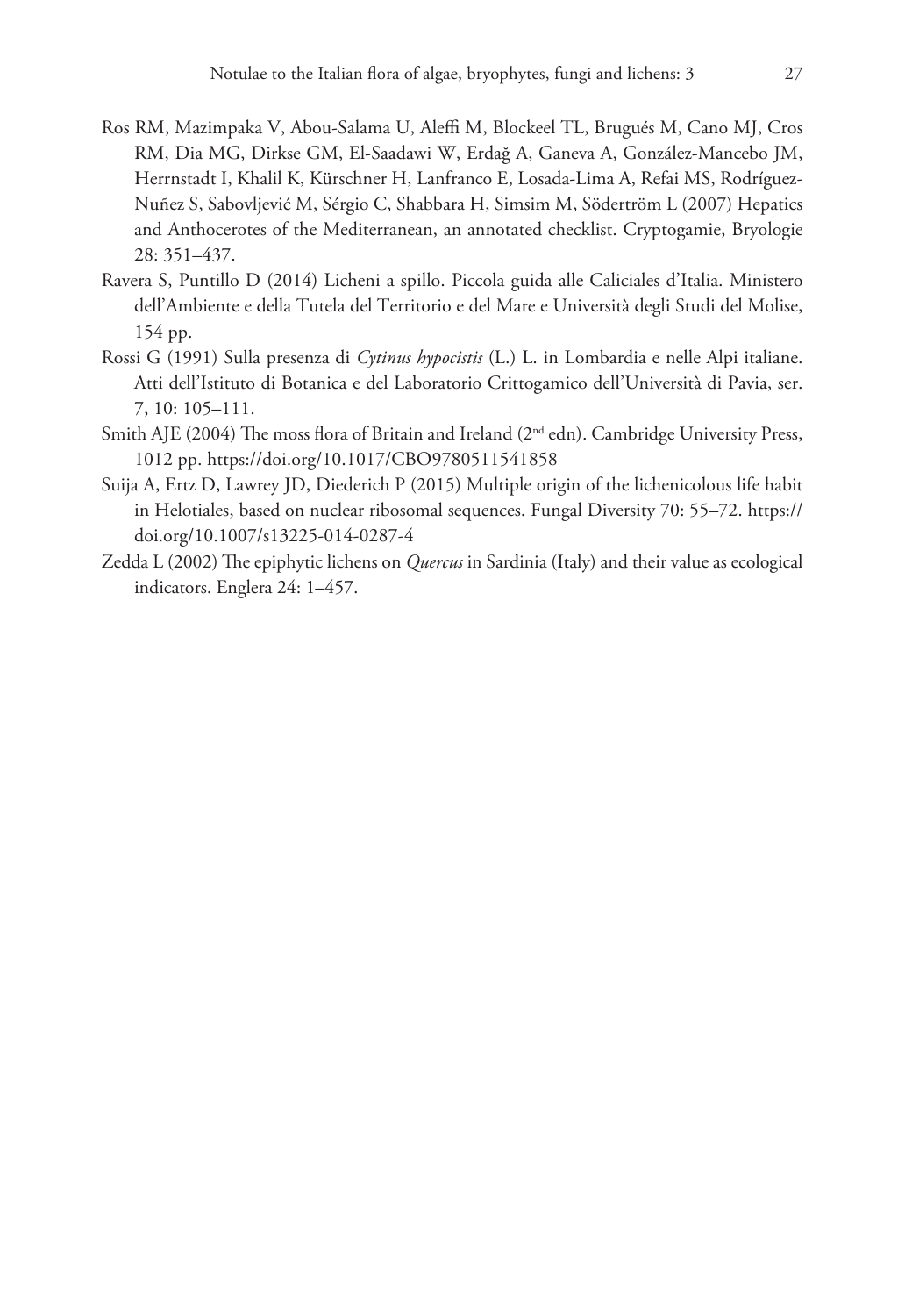Ros RM, Mazimpaka V, Abou-Salama U, Aleffi M, Blockeel TL, Brugués M, Cano MJ, Cros RM, Dia MG, Dirkse GM, El-Saadawi W, Erdağ A, Ganeva A, González-Mancebo JM, Herrnstadt I, Khalil K, Kürschner H, Lanfranco E, Losada-Lima A, Refai MS, Rodríguez-Nuñez S, Sabovljević M, Sérgio C, Shabbara H, Simsim M, Södertröm L (2007) Hepatics and Anthocerotes of the Mediterranean, an annotated checklist. Cryptogamie, Bryologie 28: 351–437.

Ravera S, Puntillo D (2014) Licheni a spillo. Piccola guida alle Caliciales d'Italia. Ministero dell'Ambiente e della Tutela del Territorio e del Mare e Università degli Studi del Molise, 154 pp.

Rossi G (1991) Sulla presenza di *Cytinus hypocistis* (L.) L. in Lombardia e nelle Alpi italiane. Atti dell'Istituto di Botanica e del Laboratorio Crittogamico dell'Università di Pavia, ser. 7, 10: 105–111.

Smith AJE (2004) The moss flora of Britain and Ireland (2nd edn). Cambridge University Press, 1012 pp. https://doi.org/10.1017/CBO9780511541858

Suija A, Ertz D, Lawrey JD, Diederich P (2015) Multiple origin of the lichenicolous life habit in Helotiales, based on nuclear ribosomal sequences. Fungal Diversity 70: 55–72. https://doi.org/10.1007/s13225-014-0287-4

Zedda L (2002) The epiphytic lichens on *Quercus* in Sardinia (Italy) and their value as ecological indicators. Englera 24: 1–457.